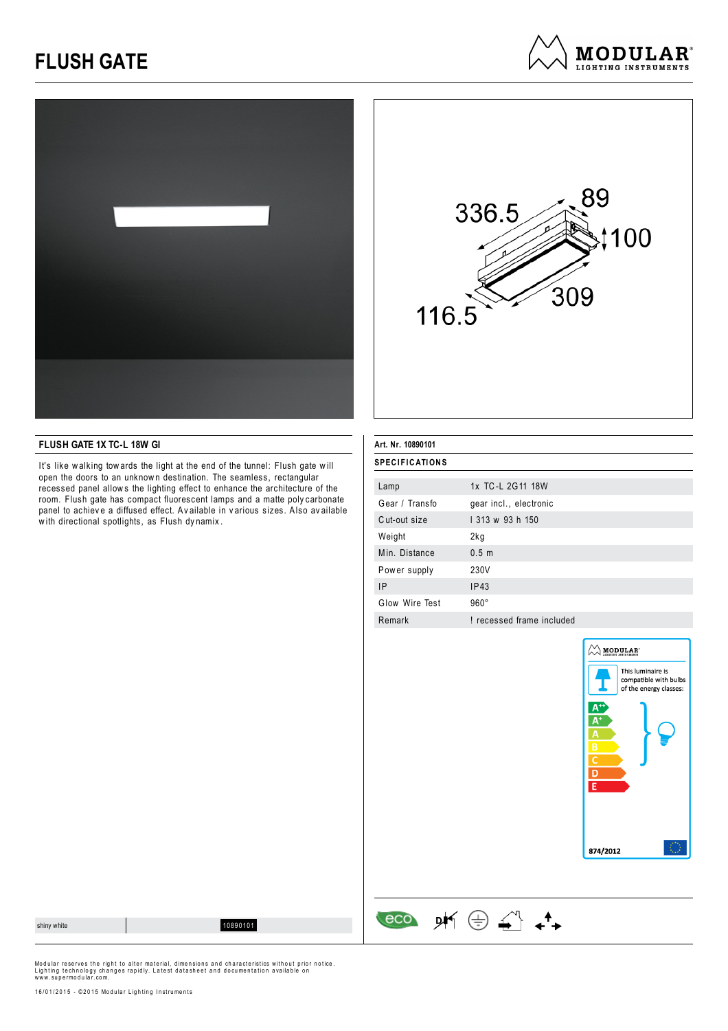# FLUSH GATE

## FLUSH GATE 1X TC-L 18W GI

It's like walking towards the light at the end of the tunnel: Flush gate will open the doors to an unknown destination. The seamless, rectangular recessed panel allows the lighting effect to enhance the architecture of the room. Flush gate has compact fluorescent lamps and a matte polycarbonate panel to achieve a diffused effect. Available in various sizes. Also available with directional spotlights, as Flush dynamix.

**Art. Nr. 10890101**

**SPECIFICATIONS**

| | |
|---|---|
| Lamp | 1x TC-L 2G11 18W |
| Gear / Transfo | gear incl., electronic |
| Cut-out size | l 313 w 93 h 150 |
| Weight | 2kg |
| Min. Distance | 0.5 m |
| Power supply | 230V |
| IP | IP43 |
| Glow Wire Test | 960° |
| Remark | ! recessed frame included |

This luminaire is compatible with bulbs of the energy classes: A++ A+ A B C D E

874/2012

| | |
|---|---|
| shiny white | 10890101 |

Modular reserves the right to alter material, dimensions and characteristics without prior notice. Lighting technology changes rapidly. Latest datasheet and documentation available on www.supermodular.com.

16/01/2015 - ©2015 Modular Lighting Instruments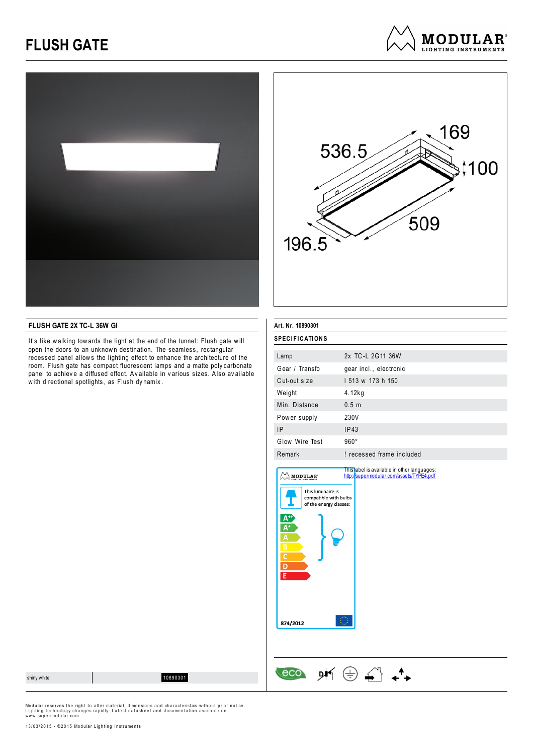# FLUSH GATE

536.5
169
100
509
196.5

## FLUSH GATE 2X TC-L 36W GI

It's like walking towards the light at the end of the tunnel: Flush gate will open the doors to an unknown destination. The seamless, rectangular recessed panel allows the lighting effect to enhance the architecture of the room. Flush gate has compact fluorescent lamps and a matte polycarbonate panel to achieve a diffused effect. Available in various sizes. Also available with directional spotlights, as Flush dynamix.

**Art. Nr. 10890301**

**SPECIFICATIONS**

| | |
|---|---|
| Lamp | 2x TC-L 2G11 36W |
| Gear / Transfo | gear incl., electronic |
| Cut-out size | l 513 w 173 h 150 |
| Weight | 4.12kg |
| Min. Distance | 0.5 m |
| Power supply | 230V |
| IP | IP43 |
| Glow Wire Test | 960° |
| Remark | ! recessed frame included |

This label is available in other languages:
http://supermodular.com/assets/TYPE4.pdf

MODULAR

This luminaire is compatible with bulbs of the energy classes:

A++
A+
A
B
C
D
E

874/2012

| shiny white | 10890301 |
|---|---|

eco

Modular reserves the right to alter material, dimensions and characteristics without prior notice. Lighting technology changes rapidly. Latest datasheet and documentation available on www.supermodular.com.

13/03/2015 - ©2015 Modular Lighting Instruments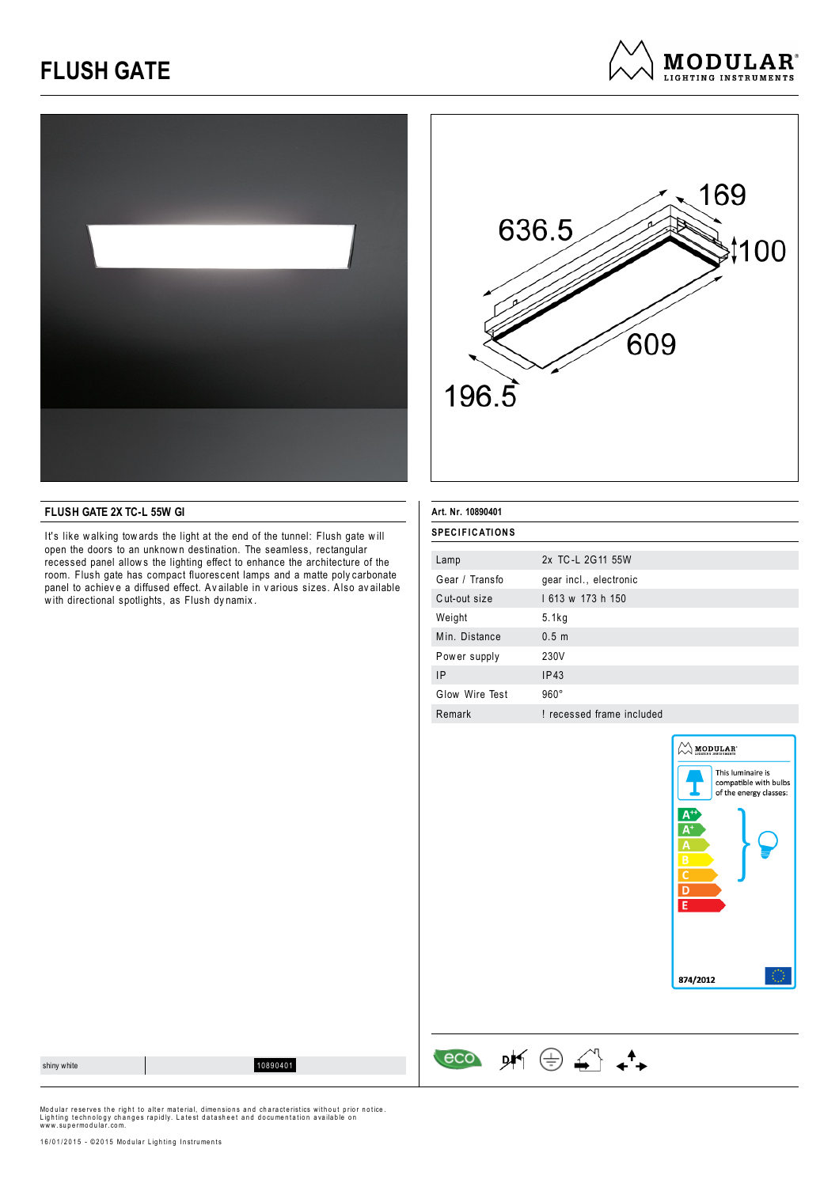# FLUSH GATE

636.5

169

100

609

196.5

## FLUSH GATE 2X TC-L 55W GI

It's like walking towards the light at the end of the tunnel: Flush gate will open the doors to an unknown destination. The seamless, rectangular recessed panel allows the lighting effect to enhance the architecture of the room. Flush gate has compact fluorescent lamps and a matte polycarbonate panel to achieve a diffused effect. Available in various sizes. Also available with directional spotlights, as Flush dynamix.

**Art. Nr. 10890401**

**SPECIFICATIONS**

| | |
|---|---|
| Lamp | 2x TC-L 2G11 55W |
| Gear / Transfo | gear incl., electronic |
| Cut-out size | l 613 w 173 h 150 |
| Weight | 5.1kg |
| Min. Distance | 0.5 m |
| Power supply | 230V |
| IP | IP43 |
| Glow Wire Test | 960° |
| Remark | ! recessed frame included |

MODULAR LIGHTING INSTRUMENTS

This luminaire is compatible with bulbs of the energy classes:

A++
A+
A
B
C
D
E

874/2012

| | |
|---|---|
| shiny white | 10890401 |

eco

Modular reserves the right to alter material, dimensions and characteristics without prior notice. Lighting technology changes rapidly. Latest datasheet and documentation available on www.supermodular.com.

16/01/2015 - ©2015 Modular Lighting Instruments